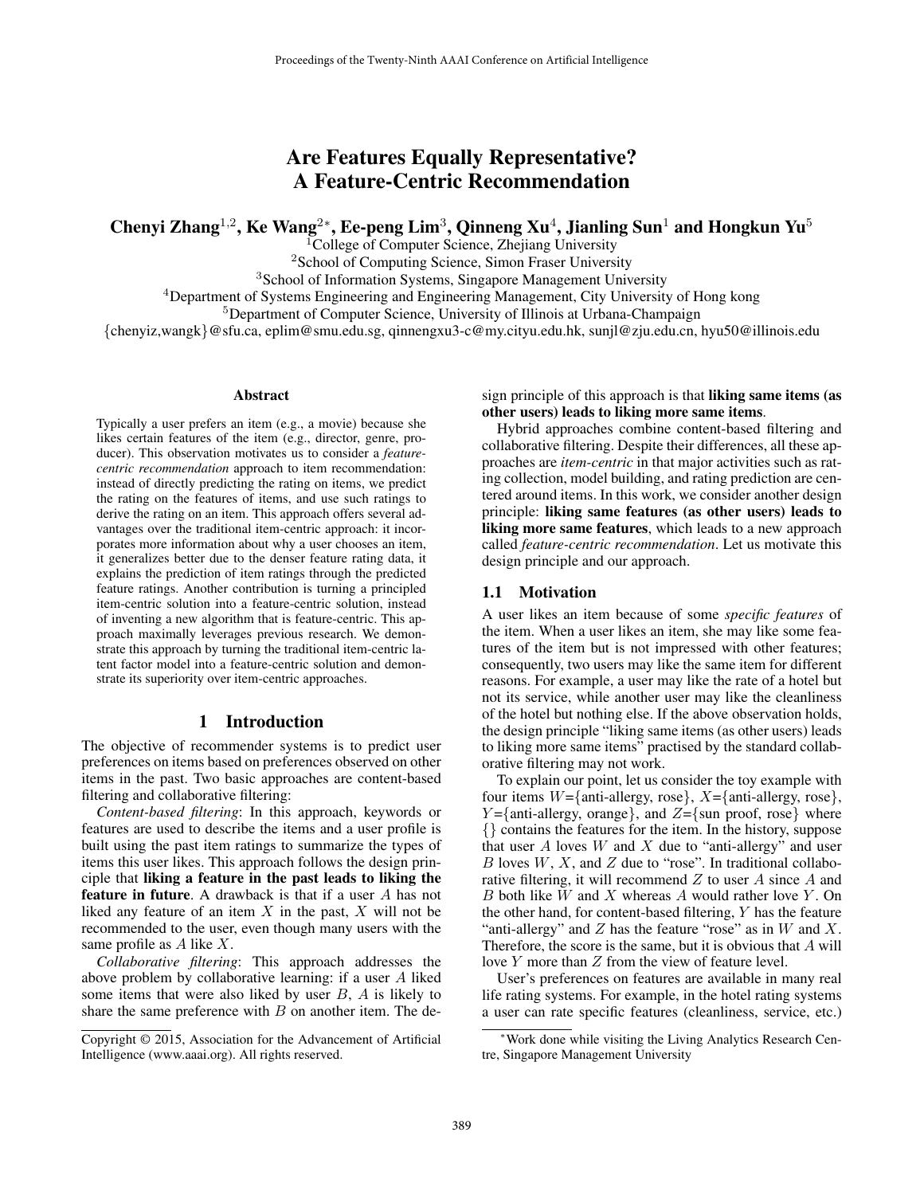# Are Features Equally Representative? A Feature-Centric Recommendation

**Chenyi Zhang**[1,2], **Ke Wang**[2∗], **Ee-peng Lim**[3], **Qinneng Xu**[4], **Jianling Sun**[1] **and Hongkun Yu**[5]

[1]College of Computer Science, Zhejiang University
[2]School of Computing Science, Simon Fraser University
[3]School of Information Systems, Singapore Management University
[4]Department of Systems Engineering and Engineering Management, City University of Hong kong
[5]Department of Computer Science, University of Illinois at Urbana-Champaign
{chenyiz,wangk}@sfu.ca, eplim@smu.edu.sg, qinnengxu3-c@my.cityu.edu.hk, sunjl@zju.edu.cn, hyu50@illinois.edu

### Abstract

Typically a user prefers an item (e.g., a movie) because she likes certain features of the item (e.g., director, genre, producer). This observation motivates us to consider a *feature-centric recommendation* approach to item recommendation: instead of directly predicting the rating on items, we predict the rating on the features of items, and use such ratings to derive the rating on an item. This approach offers several advantages over the traditional item-centric approach: it incorporates more information about why a user chooses an item, it generalizes better due to the denser feature rating data, it explains the prediction of item ratings through the predicted feature ratings. Another contribution is turning a principled item-centric solution into a feature-centric solution, instead of inventing a new algorithm that is feature-centric. This approach maximally leverages previous research. We demonstrate this approach by turning the traditional item-centric latent factor model into a feature-centric solution and demonstrate its superiority over item-centric approaches.

## 1 Introduction

The objective of recommender systems is to predict user preferences on items based on preferences observed on other items in the past. Two basic approaches are content-based filtering and collaborative filtering:

*Content-based filtering*: In this approach, keywords or features are used to describe the items and a user profile is built using the past item ratings to summarize the types of items this user likes. This approach follows the design principle that **liking a feature in the past leads to liking the feature in future**. A drawback is that if a user $A$ has not liked any feature of an item $X$ in the past, $X$ will not be recommended to the user, even though many users with the same profile as $A$ like $X$.

*Collaborative filtering*: This approach addresses the above problem by collaborative learning: if a user $A$ liked some items that were also liked by user $B$, $A$ is likely to share the same preference with $B$ on another item. The design principle of this approach is that **liking same items (as other users) leads to liking more same items**.

Hybrid approaches combine content-based filtering and collaborative filtering. Despite their differences, all these approaches are *item-centric* in that major activities such as rating collection, model building, and rating prediction are centered around items. In this work, we consider another design principle: **liking same features (as other users) leads to liking more same features**, which leads to a new approach called *feature-centric recommendation*. Let us motivate this design principle and our approach.

### 1.1 Motivation

A user likes an item because of some *specific features* of the item. When a user likes an item, she may like some features of the item but is not impressed with other features; consequently, two users may like the same item for different reasons. For example, a user may like the rate of a hotel but not its service, while another user may like the cleanliness of the hotel but nothing else. If the above observation holds, the design principle "liking same items (as other users) leads to liking more same items" practised by the standard collaborative filtering may not work.

To explain our point, let us consider the toy example with four items $W$={anti-allergy, rose}, $X$={anti-allergy, rose}, $Y$={anti-allergy, orange}, and $Z$={sun proof, rose} where {} contains the features for the item. In the history, suppose that user $A$ loves $W$ and $X$ due to "anti-allergy" and user $B$ loves $W$, $X$, and $Z$ due to "rose". In traditional collaborative filtering, it will recommend $Z$ to user $A$ since $A$ and $B$ both like $W$ and $X$ whereas $A$ would rather love $Y$. On the other hand, for content-based filtering, $Y$ has the feature "anti-allergy" and $Z$ has the feature "rose" as in $W$ and $X$. Therefore, the score is the same, but it is obvious that $A$ will love $Y$ more than $Z$ from the view of feature level.

User's preferences on features are available in many real life rating systems. For example, in the hotel rating systems a user can rate specific features (cleanliness, service, etc.)

Copyright © 2015, Association for the Advancement of Artificial Intelligence (www.aaai.org). All rights reserved.

∗Work done while visiting the Living Analytics Research Centre, Singapore Management University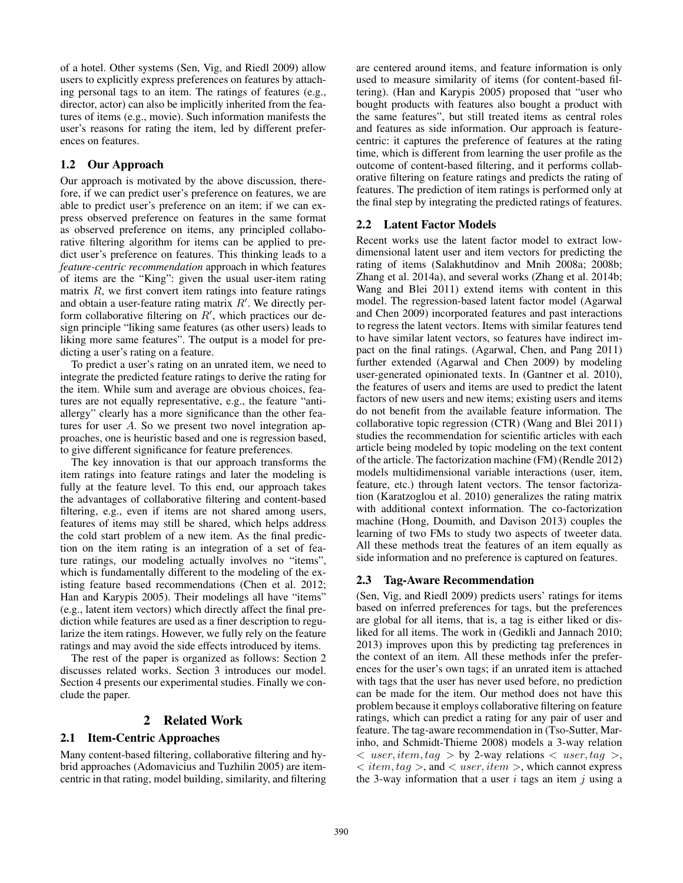of a hotel. Other systems (Sen, Vig, and Riedl 2009) allow users to explicitly express preferences on features by attaching personal tags to an item. The ratings of features (e.g., director, actor) can also be implicitly inherited from the features of items (e.g., movie). Such information manifests the user's reasons for rating the item, led by different preferences on features.

### 1.2 Our Approach

Our approach is motivated by the above discussion, therefore, if we can predict user's preference on features, we are able to predict user's preference on an item; if we can express observed preference on features in the same format as observed preference on items, any principled collaborative filtering algorithm for items can be applied to predict user's preference on features. This thinking leads to a *feature-centric recommendation* approach in which features of items are the "King": given the usual user-item rating matrix $R$, we first convert item ratings into feature ratings and obtain a user-feature rating matrix $R'$. We directly perform collaborative filtering on $R'$, which practices our design principle "liking same features (as other users) leads to liking more same features". The output is a model for predicting a user's rating on a feature.

To predict a user's rating on an unrated item, we need to integrate the predicted feature ratings to derive the rating for the item. While sum and average are obvious choices, features are not equally representative, e.g., the feature "anti-allergy" clearly has a more significance than the other features for user $A$. So we present two novel integration approaches, one is heuristic based and one is regression based, to give different significance for feature preferences.

The key innovation is that our approach transforms the item ratings into feature ratings and later the modeling is fully at the feature level. To this end, our approach takes the advantages of collaborative filtering and content-based filtering, e.g., even if items are not shared among users, features of items may still be shared, which helps address the cold start problem of a new item. As the final prediction on the item rating is an integration of a set of feature ratings, our modeling actually involves no "items", which is fundamentally different to the modeling of the existing feature based recommendations (Chen et al. 2012; Han and Karypis 2005). Their modelings all have "items" (e.g., latent item vectors) which directly affect the final prediction while features are used as a finer description to regularize the item ratings. However, we fully rely on the feature ratings and may avoid the side effects introduced by items.

The rest of the paper is organized as follows: Section 2 discusses related works. Section 3 introduces our model. Section 4 presents our experimental studies. Finally we conclude the paper.

## 2 Related Work

### 2.1 Item-Centric Approaches

Many content-based filtering, collaborative filtering and hybrid approaches (Adomavicius and Tuzhilin 2005) are item-centric in that rating, model building, similarity, and filtering are centered around items, and feature information is only used to measure similarity of items (for content-based filtering). (Han and Karypis 2005) proposed that "user who bought products with features also bought a product with the same features", but still treated items as central roles and features as side information. Our approach is feature-centric: it captures the preference of features at the rating time, which is different from learning the user profile as the outcome of content-based filtering, and it performs collaborative filtering on feature ratings and predicts the rating of features. The prediction of item ratings is performed only at the final step by integrating the predicted ratings of features.

### 2.2 Latent Factor Models

Recent works use the latent factor model to extract low-dimensional latent user and item vectors for predicting the rating of items (Salakhutdinov and Mnih 2008a; 2008b; Zhang et al. 2014a), and several works (Zhang et al. 2014b; Wang and Blei 2011) extend items with content in this model. The regression-based latent factor model (Agarwal and Chen 2009) incorporated features and past interactions to regress the latent vectors. Items with similar features tend to have similar latent vectors, so features have indirect impact on the final ratings. (Agarwal, Chen, and Pang 2011) further extended (Agarwal and Chen 2009) by modeling user-generated opinionated texts. In (Gantner et al. 2010), the features of users and items are used to predict the latent factors of new users and new items; existing users and items do not benefit from the available feature information. The collaborative topic regression (CTR) (Wang and Blei 2011) studies the recommendation for scientific articles with each article being modeled by topic modeling on the text content of the article. The factorization machine (FM) (Rendle 2012) models multidimensional variable interactions (user, item, feature, etc.) through latent vectors. The tensor factorization (Karatzoglou et al. 2010) generalizes the rating matrix with additional context information. The co-factorization machine (Hong, Doumith, and Davison 2013) couples the learning of two FMs to study two aspects of tweeter data. All these methods treat the features of an item equally as side information and no preference is captured on features.

### 2.3 Tag-Aware Recommendation

(Sen, Vig, and Riedl 2009) predicts users' ratings for items based on inferred preferences for tags, but the preferences are global for all items, that is, a tag is either liked or disliked for all items. The work in (Gedikli and Jannach 2010; 2013) improves upon this by predicting tag preferences in the context of an item. All these methods infer the preferences for the user's own tags; if an unrated item is attached with tags that the user has never used before, no prediction can be made for the item. Our method does not have this problem because it employs collaborative filtering on feature ratings, which can predict a rating for any pair of user and feature. The tag-aware recommendation in (Tso-Sutter, Marinho, and Schmidt-Thieme 2008) models a 3-way relation $< user, item, tag >$ by 2-way relations $< user, tag >$, $< item, tag >$, and $< user, item >$, which cannot express the 3-way information that a user $i$ tags an item $j$ using a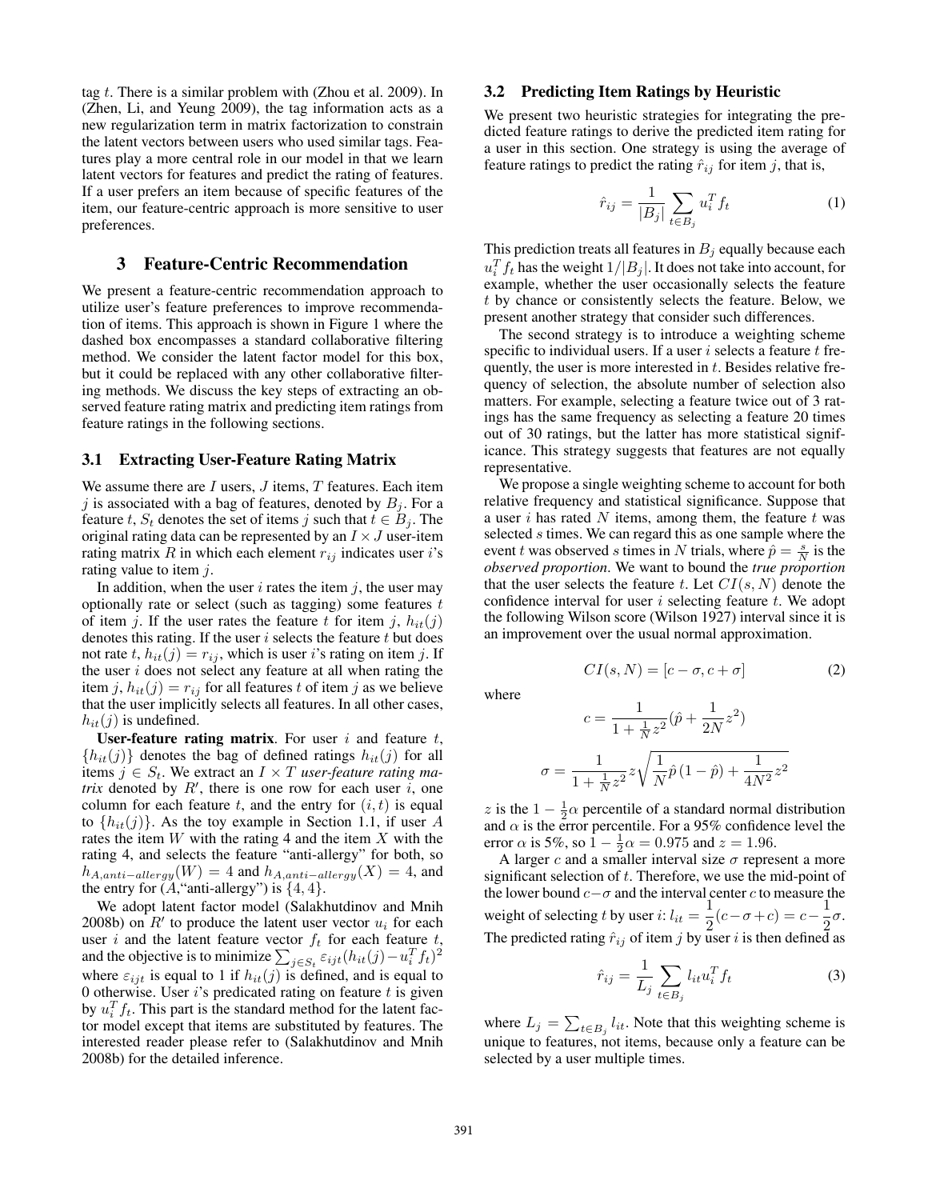tag $t$. There is a similar problem with (Zhou et al. 2009). In (Zhen, Li, and Yeung 2009), the tag information acts as a new regularization term in matrix factorization to constrain the latent vectors between users who used similar tags. Features play a more central role in our model in that we learn latent vectors for features and predict the rating of features. If a user prefers an item because of specific features of the item, our feature-centric approach is more sensitive to user preferences.

## 3 Feature-Centric Recommendation

We present a feature-centric recommendation approach to utilize user's feature preferences to improve recommendation of items. This approach is shown in Figure 1 where the dashed box encompasses a standard collaborative filtering method. We consider the latent factor model for this box, but it could be replaced with any other collaborative filtering methods. We discuss the key steps of extracting an observed feature rating matrix and predicting item ratings from feature ratings in the following sections.

### 3.1 Extracting User-Feature Rating Matrix

We assume there are $I$ users, $J$ items, $T$ features. Each item $j$ is associated with a bag of features, denoted by $B_j$. For a feature $t$, $S_t$ denotes the set of items $j$ such that $t \in B_j$. The original rating data can be represented by an $I \times J$ user-item rating matrix $R$ in which each element $r_{ij}$ indicates user $i$'s rating value to item $j$.

In addition, when the user $i$ rates the item $j$, the user may optionally rate or select (such as tagging) some features $t$ of item $j$. If the user rates the feature $t$ for item $j$, $h_{it}(j)$ denotes this rating. If the user $i$ selects the feature $t$ but does not rate $t$, $h_{it}(j) = r_{ij}$, which is user $i$'s rating on item $j$. If the user $i$ does not select any feature at all when rating the item $j$, $h_{it}(j) = r_{ij}$ for all features $t$ of item $j$ as we believe that the user implicitly selects all features. In all other cases, $h_{it}(j)$ is undefined.

**User-feature rating matrix**. For user $i$ and feature $t$, $\{h_{it}(j)\}$ denotes the bag of defined ratings $h_{it}(j)$ for all items $j \in S_t$. We extract an $I \times T$ *user-feature rating matrix* denoted by $R'$, there is one row for each user $i$, one column for each feature $t$, and the entry for $(i, t)$ is equal to $\{h_{it}(j)\}$. As the toy example in Section 1.1, if user $A$ rates the item $W$ with the rating 4 and the item $X$ with the rating 4, and selects the feature "anti-allergy" for both, so $h_{A,anti-allergy}(W) = 4$ and $h_{A,anti-allergy}(X) = 4$, and the entry for ($A$,"anti-allergy") is $\{4, 4\}$.

We adopt latent factor model (Salakhutdinov and Mnih 2008b) on $R'$ to produce the latent user vector $u_i$ for each user $i$ and the latent feature vector $f_t$ for each feature $t$, and the objective is to minimize $\sum_{j \in S_t} \varepsilon_{ijt}(h_{it}(j) - u_i^T f_t)^2$ where $\varepsilon_{ijt}$ is equal to 1 if $h_{it}(j)$ is defined, and is equal to 0 otherwise. User $i$'s predicated rating on feature $t$ is given by $u_i^T f_t$. This part is the standard method for the latent factor model except that items are substituted by features. The interested reader please refer to (Salakhutdinov and Mnih 2008b) for the detailed inference.

### 3.2 Predicting Item Ratings by Heuristic

We present two heuristic strategies for integrating the predicted feature ratings to derive the predicted item rating for a user in this section. One strategy is using the average of feature ratings to predict the rating $\hat{r}_{ij}$ for item $j$, that is,

$$\hat{r}_{ij} = \frac{1}{|B_j|} \sum_{t \in B_j} u_i^T f_t \tag{1}$$

This prediction treats all features in $B_j$ equally because each $u_i^T f_t$ has the weight $1/|B_j|$. It does not take into account, for example, whether the user occasionally selects the feature $t$ by chance or consistently selects the feature. Below, we present another strategy that consider such differences.

The second strategy is to introduce a weighting scheme specific to individual users. If a user $i$ selects a feature $t$ frequently, the user is more interested in $t$. Besides relative frequency of selection, the absolute number of selection also matters. For example, selecting a feature twice out of 3 ratings has the same frequency as selecting a feature 20 times out of 30 ratings, but the latter has more statistical significance. This strategy suggests that features are not equally representative.

We propose a single weighting scheme to account for both relative frequency and statistical significance. Suppose that a user $i$ has rated $N$ items, among them, the feature $t$ was selected $s$ times. We can regard this as one sample where the event $t$ was observed $s$ times in $N$ trials, where $\hat{p} = \frac{s}{N}$ is the *observed proportion*. We want to bound the *true proportion* that the user selects the feature $t$. Let $CI(s, N)$ denote the confidence interval for user $i$ selecting feature $t$. We adopt the following Wilson score (Wilson 1927) interval since it is an improvement over the usual normal approximation.

$$CI(s, N) = [c - \sigma, c + \sigma] \tag{2}$$

where

$$c = \frac{1}{1 + \frac{1}{N}z^2}(\hat{p} + \frac{1}{2N}z^2)$$

$$\sigma = \frac{1}{1 + \frac{1}{N}z^2} z \sqrt{\frac{1}{N}\hat{p}\,(1 - \hat{p}) + \frac{1}{4N^2}z^2}$$

$z$ is the $1 - \frac{1}{2}\alpha$ percentile of a standard normal distribution and $\alpha$ is the error percentile. For a 95% confidence level the error $\alpha$ is 5%, so $1 - \frac{1}{2}\alpha = 0.975$ and $z = 1.96$.

A larger $c$ and a smaller interval size $\sigma$ represent a more significant selection of $t$. Therefore, we use the mid-point of the lower bound $c-\sigma$ and the interval center $c$ to measure the weight of selecting $t$ by user $i$: $l_{it} = \frac{1}{2}(c - \sigma + c) = c - \frac{1}{2}\sigma$. The predicted rating $\hat{r}_{ij}$ of item $j$ by user $i$ is then defined as

$$\hat{r}_{ij} = \frac{1}{L_j} \sum_{t \in B_j} l_{it} u_i^T f_t \tag{3}$$

where $L_j = \sum_{t \in B_j} l_{it}$. Note that this weighting scheme is unique to features, not items, because only a feature can be selected by a user multiple times.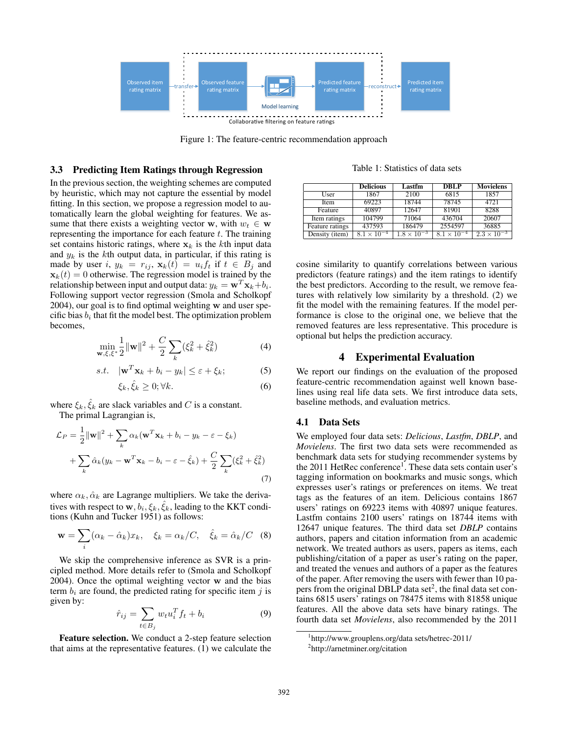Observed item rating matrix —transfer→ Observed feature rating matrix → Model learning → Predicted feature rating matrix —reconstruct→ Predicted item rating matrix

Collaborative filtering on feature ratings

Figure 1: The feature-centric recommendation approach

### 3.3 Predicting Item Ratings through Regression

In the previous section, the weighting schemes are computed by heuristic, which may not capture the essential by model fitting. In this section, we propose a regression model to automatically learn the global weighting for features. We assume that there exists a weighting vector $\mathbf{w}$, with $w_t \in \mathbf{w}$ representing the importance for each feature $t$. The training set contains historic ratings, where $\mathbf{x}_k$ is the $k$th input data and $y_k$ is the $k$th output data, in particular, if this rating is made by user $i$, $y_k = r_{ij}$, $\mathbf{x}_k(t) = u_i f_t$ if $t \in B_j$ and $\mathbf{x}_k(t) = 0$ otherwise. The regression model is trained by the relationship between input and output data: $y_k = \mathbf{w}^T\mathbf{x}_k + b_i$. Following support vector regression (Smola and Scholkopf 2004), our goal is to find optimal weighting $\mathbf{w}$ and user specific bias $b_i$ that fit the model best. The optimization problem becomes,

$$\min_{\mathbf{w},\xi,\xi^*} \frac{1}{2}\|\mathbf{w}\|^2 + \frac{C}{2}\sum_k(\xi_k^2 + \hat{\xi}_k^2) \tag{4}$$

$$s.t. \quad |\mathbf{w}^T\mathbf{x}_k + b_i - y_k| \le \varepsilon + \xi_k; \tag{5}$$

$$\xi_k, \hat{\xi}_k \ge 0; \forall k. \tag{6}$$

where $\xi_k, \hat{\xi}_k$ are slack variables and $C$ is a constant.

The primal Lagrangian is,

$$\mathcal{L}_P = \frac{1}{2}\|\mathbf{w}\|^2 + \sum_k \alpha_k(\mathbf{w}^T\mathbf{x}_k + b_i - y_k - \varepsilon - \xi_k) + \sum_k \hat{\alpha}_k(y_k - \mathbf{w}^T\mathbf{x}_k - b_i - \varepsilon - \hat{\xi}_k) + \frac{C}{2}\sum_k(\xi_k^2 + \hat{\xi}_k^2) \tag{7}$$

where $\alpha_k, \hat{\alpha}_k$ are Lagrange multipliers. We take the derivatives with respect to $\mathbf{w}, b_i, \xi_k, \hat{\xi}_k$, leading to the KKT conditions (Kuhn and Tucker 1951) as follows:

$$\mathbf{w} = \sum_i(\alpha_k - \hat{\alpha}_k)x_k, \quad \xi_k = \alpha_k/C, \quad \hat{\xi}_k = \hat{\alpha}_k/C \tag{8}$$

We skip the comprehensive inference as SVR is a principled method. More details refer to (Smola and Scholkopf 2004). Once the optimal weighting vector $\mathbf{w}$ and the bias term $b_i$ are found, the predicted rating for specific item $j$ is given by:

$$\hat{r}_{ij} = \sum_{t \in B_j} w_t u_i^T f_t + b_i \tag{9}$$

**Feature selection.** We conduct a 2-step feature selection that aims at the representative features. (1) we calculate the cosine similarity to quantify correlations between various predictors (feature ratings) and the item ratings to identify the best predictors. According to the result, we remove features with relatively low similarity by a threshold. (2) we fit the model with the remaining features. If the model performance is close to the original one, we believe that the removed features are less representative. This procedure is optional but helps the prediction accuracy.

Table 1: Statistics of data sets

| | Delicious | Lastfm | DBLP | Movielens |
|---|---|---|---|---|
| User | 1867 | 2100 | 6815 | 1857 |
| Item | 69223 | 18744 | 78745 | 4721 |
| Feature | 40897 | 12647 | 81901 | 8288 |
| Item ratings | 104799 | 71064 | 436704 | 20607 |
| Feature ratings | 437593 | 186479 | 2554597 | 36885 |
| Density (item) | $8.1 \times 10^{-4}$ | $1.8 \times 10^{-3}$ | $8.1 \times 10^{-4}$ | $2.3 \times 10^{-3}$ |

## 4 Experimental Evaluation

We report our findings on the evaluation of the proposed feature-centric recommendation against well known baselines using real life data sets. We first introduce data sets, baseline methods, and evaluation metrics.

### 4.1 Data Sets

We employed four data sets: *Delicious*, *Lastfm*, *DBLP*, and *Movielens*. The first two data sets were recommended as benchmark data sets for studying recommender systems by the 2011 HetRec conference[1]. These data sets contain user's tagging information on bookmarks and music songs, which expresses user's ratings or preferences on items. We treat tags as the features of an item. Delicious contains 1867 users' ratings on 69223 items with 40897 unique features. Lastfm contains 2100 users' ratings on 18744 items with 12647 unique features. The third data set *DBLP* contains authors, papers and citation information from an academic network. We treated authors as users, papers as items, each publishing/citation of a paper as user's rating on the paper, and treated the venues and authors of a paper as the features of the paper. After removing the users with fewer than 10 papers from the original DBLP data set[2], the final data set contains 6815 users' ratings on 78475 items with 81858 unique features. All the above data sets have binary ratings. The fourth data set *Movielens*, also recommended by the 2011

[1] http://www.grouplens.org/data sets/hetrec-2011/

[2] http://arnetminer.org/citation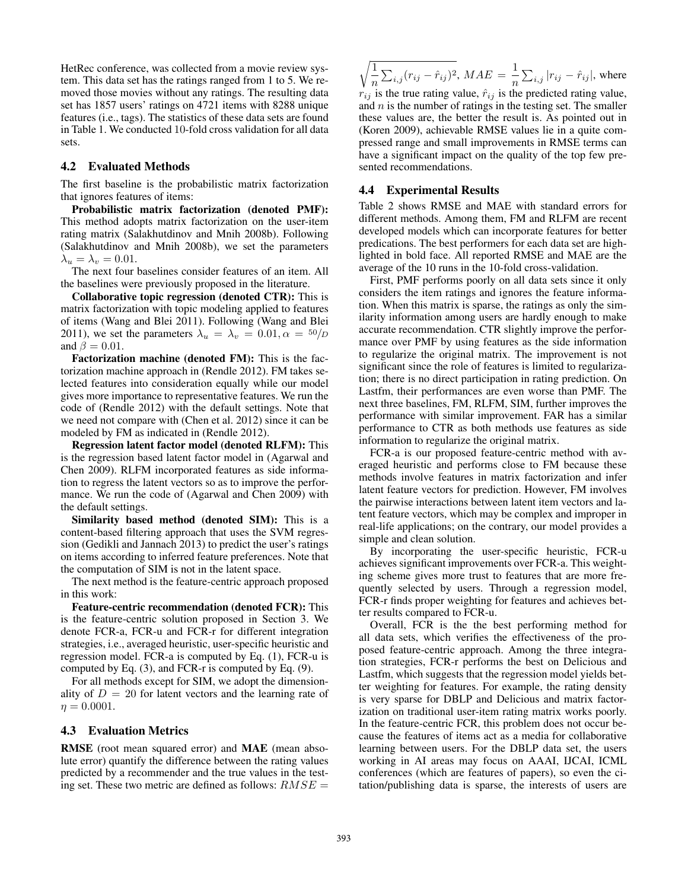HetRec conference, was collected from a movie review system. This data set has the ratings ranged from 1 to 5. We removed those movies without any ratings. The resulting data set has 1857 users' ratings on 4721 items with 8288 unique features (i.e., tags). The statistics of these data sets are found in Table 1. We conducted 10-fold cross validation for all data sets.

### 4.2 Evaluated Methods

The first baseline is the probabilistic matrix factorization that ignores features of items:

**Probabilistic matrix factorization (denoted PMF):** This method adopts matrix factorization on the user-item rating matrix (Salakhutdinov and Mnih 2008b). Following (Salakhutdinov and Mnih 2008b), we set the parameters $\lambda_u = \lambda_v = 0.01$.

The next four baselines consider features of an item. All the baselines were previously proposed in the literature.

**Collaborative topic regression (denoted CTR):** This is matrix factorization with topic modeling applied to features of items (Wang and Blei 2011). Following (Wang and Blei 2011), we set the parameters $\lambda_u = \lambda_v = 0.01, \alpha = {}^{50}/_{D}$ and $\beta = 0.01$.

**Factorization machine (denoted FM):** This is the factorization machine approach in (Rendle 2012). FM takes selected features into consideration equally while our model gives more importance to representative features. We run the code of (Rendle 2012) with the default settings. Note that we need not compare with (Chen et al. 2012) since it can be modeled by FM as indicated in (Rendle 2012).

**Regression latent factor model (denoted RLFM):** This is the regression based latent factor model in (Agarwal and Chen 2009). RLFM incorporated features as side information to regress the latent vectors so as to improve the performance. We run the code of (Agarwal and Chen 2009) with the default settings.

**Similarity based method (denoted SIM):** This is a content-based filtering approach that uses the SVM regression (Gedikli and Jannach 2013) to predict the user's ratings on items according to inferred feature preferences. Note that the computation of SIM is not in the latent space.

The next method is the feature-centric approach proposed in this work:

**Feature-centric recommendation (denoted FCR):** This is the feature-centric solution proposed in Section 3. We denote FCR-a, FCR-u and FCR-r for different integration strategies, i.e., averaged heuristic, user-specific heuristic and regression model. FCR-a is computed by Eq. (1), FCR-u is computed by Eq. (3), and FCR-r is computed by Eq. (9).

For all methods except for SIM, we adopt the dimensionality of $D = 20$ for latent vectors and the learning rate of $\eta = 0.0001$.

### 4.3 Evaluation Metrics

**RMSE** (root mean squared error) and **MAE** (mean absolute error) quantify the difference between the rating values predicted by a recommender and the true values in the testing set. These two metric are defined as follows: $RMSE = \sqrt{\frac{1}{n}\sum_{i,j}(r_{ij} - \hat{r}_{ij})^2}$, $MAE = \frac{1}{n}\sum_{i,j}|r_{ij} - \hat{r}_{ij}|$, where $r_{ij}$ is the true rating value, $\hat{r}_{ij}$ is the predicted rating value, and $n$ is the number of ratings in the testing set. The smaller these values are, the better the result is. As pointed out in (Koren 2009), achievable RMSE values lie in a quite compressed range and small improvements in RMSE terms can have a significant impact on the quality of the top few presented recommendations.

### 4.4 Experimental Results

Table 2 shows RMSE and MAE with standard errors for different methods. Among them, FM and RLFM are recent developed models which can incorporate features for better predications. The best performers for each data set are highlighted in bold face. All reported RMSE and MAE are the average of the 10 runs in the 10-fold cross-validation.

First, PMF performs poorly on all data sets since it only considers the item ratings and ignores the feature information. When this matrix is sparse, the ratings as only the similarity information among users are hardly enough to make accurate recommendation. CTR slightly improve the performance over PMF by using features as the side information to regularize the original matrix. The improvement is not significant since the role of features is limited to regularization; there is no direct participation in rating prediction. On Lastfm, their performances are even worse than PMF. The next three baselines, FM, RLFM, SIM, further improves the performance with similar improvement. FAR has a similar performance to CTR as both methods use features as side information to regularize the original matrix.

FCR-a is our proposed feature-centric method with averaged heuristic and performs close to FM because these methods involve features in matrix factorization and infer latent feature vectors for prediction. However, FM involves the pairwise interactions between latent item vectors and latent feature vectors, which may be complex and improper in real-life applications; on the contrary, our model provides a simple and clean solution.

By incorporating the user-specific heuristic, FCR-u achieves significant improvements over FCR-a. This weighting scheme gives more trust to features that are more frequently selected by users. Through a regression model, FCR-r finds proper weighting for features and achieves better results compared to FCR-u.

Overall, FCR is the the best performing method for all data sets, which verifies the effectiveness of the proposed feature-centric approach. Among the three integration strategies, FCR-r performs the best on Delicious and Lastfm, which suggests that the regression model yields better weighting for features. For example, the rating density is very sparse for DBLP and Delicious and matrix factorization on traditional user-item rating matrix works poorly. In the feature-centric FCR, this problem does not occur because the features of items act as a media for collaborative learning between users. For the DBLP data set, the users working in AI areas may focus on AAAI, IJCAI, ICML conferences (which are features of papers), so even the citation/publishing data is sparse, the interests of users are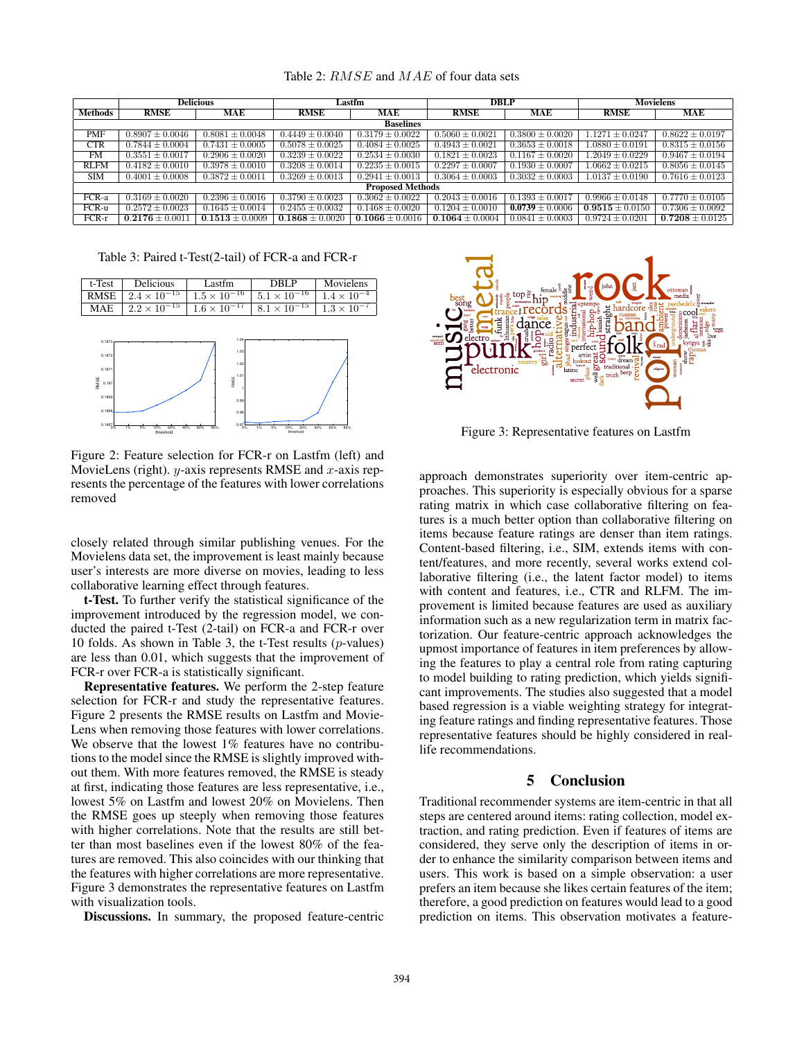Table 2: $RMSE$ and $MAE$ of four data sets

| | Delicious | | Lastfm | | DBLP | | Movielens | |
|---|---|---|---|---|---|---|---|---|
| Methods | RMSE | MAE | RMSE | MAE | RMSE | MAE | RMSE | MAE |
| **Baselines** | | | | | | | | |
| PMF | $0.8907 \pm 0.0046$ | $0.8081 \pm 0.0048$ | $0.4449 \pm 0.0040$ | $0.3179 \pm 0.0022$ | $0.5060 \pm 0.0021$ | $0.3800 \pm 0.0020$ | $1.1271 \pm 0.0247$ | $0.8622 \pm 0.0197$ |
| CTR | $0.7844 \pm 0.0004$ | $0.7431 \pm 0.0005$ | $0.5078 \pm 0.0025$ | $0.4084 \pm 0.0025$ | $0.4943 \pm 0.0021$ | $0.3653 \pm 0.0018$ | $1.0880 \pm 0.0191$ | $0.8315 \pm 0.0156$ |
| FM | $0.3551 \pm 0.0017$ | $0.2906 \pm 0.0020$ | $0.3239 \pm 0.0022$ | $0.2534 \pm 0.0030$ | $0.1821 \pm 0.0023$ | $0.1167 \pm 0.0020$ | $1.2049 \pm 0.0229$ | $0.9467 \pm 0.0194$ |
| RLFM | $0.4182 \pm 0.0010$ | $0.3978 \pm 0.0010$ | $0.3208 \pm 0.0014$ | $0.2235 \pm 0.0015$ | $0.2297 \pm 0.0007$ | $0.1930 \pm 0.0007$ | $1.0662 \pm 0.0215$ | $0.8056 \pm 0.0145$ |
| SIM | $0.4001 \pm 0.0008$ | $0.3872 \pm 0.0011$ | $0.3269 \pm 0.0013$ | $0.2941 \pm 0.0013$ | $0.3064 \pm 0.0003$ | $0.3032 \pm 0.0003$ | $1.0137 \pm 0.0190$ | $0.7616 \pm 0.0123$ |
| **Proposed Methods** | | | | | | | | |
| FCR-a | $0.3169 \pm 0.0020$ | $0.2396 \pm 0.0016$ | $0.3790 \pm 0.0023$ | $0.3062 \pm 0.0022$ | $0.2043 \pm 0.0016$ | $0.1393 \pm 0.0017$ | $0.9966 \pm 0.0148$ | $0.7770 \pm 0.0105$ |
| FCR-u | $0.2572 \pm 0.0023$ | $0.1645 \pm 0.0014$ | $0.2455 \pm 0.0032$ | $0.1468 \pm 0.0020$ | $0.1204 \pm 0.0010$ | $\mathbf{0.0739} \pm 0.0006$ | $\mathbf{0.9515} \pm 0.0150$ | $0.7306 \pm 0.0092$ |
| FCR-r | $\mathbf{0.2176} \pm 0.0011$ | $\mathbf{0.1513} \pm 0.0009$ | $\mathbf{0.1868} \pm 0.0020$ | $\mathbf{0.1066} \pm 0.0016$ | $\mathbf{0.1064} \pm 0.0004$ | $0.0841 \pm 0.0003$ | $0.9724 \pm 0.0201$ | $\mathbf{0.7208} \pm 0.0125$ |

Table 3: Paired t-Test(2-tail) of FCR-a and FCR-r

| t-Test | Delicious | Lastfm | DBLP | Movielens |
|---|---|---|---|---|
| RMSE | $2.4 \times 10^{-15}$ | $1.5 \times 10^{-16}$ | $5.1 \times 10^{-16}$ | $1.4 \times 10^{-4}$ |
| MAE | $2.2 \times 10^{-15}$ | $1.6 \times 10^{-17}$ | $8.1 \times 10^{-15}$ | $1.3 \times 10^{-7}$ |

Figure 2: Feature selection for FCR-r on Lastfm (left) and MovieLens (right). $y$-axis represents RMSE and $x$-axis represents the percentage of the features with lower correlations removed

closely related through similar publishing venues. For the Movielens data set, the improvement is least mainly because user's interests are more diverse on movies, leading to less collaborative learning effect through features.

**t-Test.** To further verify the statistical significance of the improvement introduced by the regression model, we conducted the paired t-Test (2-tail) on FCR-a and FCR-r over 10 folds. As shown in Table 3, the t-Test results ($p$-values) are less than 0.01, which suggests that the improvement of FCR-r over FCR-a is statistically significant.

**Representative features.** We perform the 2-step feature selection for FCR-r and study the representative features. Figure 2 presents the RMSE results on Lastfm and MovieLens when removing those features with lower correlations. We observe that the lowest 1% features have no contributions to the model since the RMSE is slightly improved without them. With more features removed, the RMSE is steady at first, indicating those features are less representative, i.e., lowest 5% on Lastfm and lowest 20% on Movielens. Then the RMSE goes up steeply when removing those features with higher correlations. Note that the results are still better than most baselines even if the lowest 80% of the features are removed. This also coincides with our thinking that the features with higher correlations are more representative. Figure 3 demonstrates the representative features on Lastfm with visualization tools.

**Discussions.** In summary, the proposed feature-centric approach demonstrates superiority over item-centric approaches. This superiority is especially obvious for a sparse rating matrix in which case collaborative filtering on features is a much better option than collaborative filtering on items because feature ratings are denser than item ratings. Content-based filtering, i.e., SIM, extends items with content/features, and more recently, several works extend collaborative filtering (i.e., the latent factor model) to items with content and features, i.e., CTR and RLFM. The improvement is limited because features are used as auxiliary information such as a new regularization term in matrix factorization. Our feature-centric approach acknowledges the upmost importance of features in item preferences by allowing the features to play a central role from rating capturing to model building to rating prediction, which yields significant improvements. The studies also suggested that a model based regression is a viable weighting strategy for integrating feature ratings and finding representative features. Those representative features should be highly considered in real-life recommendations.

Figure 3: Representative features on Lastfm

## 5 Conclusion

Traditional recommender systems are item-centric in that all steps are centered around items: rating collection, model extraction, and rating prediction. Even if features of items are considered, they serve only the description of items in order to enhance the similarity comparison between items and users. This work is based on a simple observation: a user prefers an item because she likes certain features of the item; therefore, a good prediction on features would lead to a good prediction on items. This observation motivates a feature-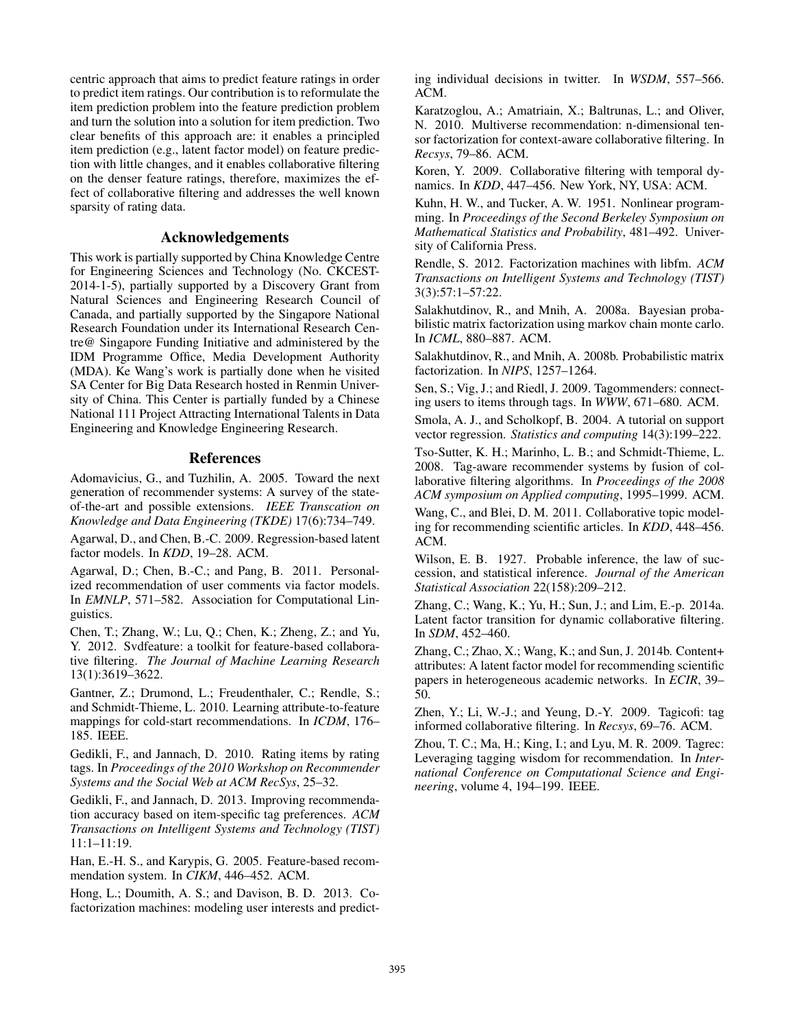centric approach that aims to predict feature ratings in order to predict item ratings. Our contribution is to reformulate the item prediction problem into the feature prediction problem and turn the solution into a solution for item prediction. Two clear benefits of this approach are: it enables a principled item prediction (e.g., latent factor model) on feature prediction with little changes, and it enables collaborative filtering on the denser feature ratings, therefore, maximizes the effect of collaborative filtering and addresses the well known sparsity of rating data.

## Acknowledgements

This work is partially supported by China Knowledge Centre for Engineering Sciences and Technology (No. CKCEST-2014-1-5), partially supported by a Discovery Grant from Natural Sciences and Engineering Research Council of Canada, and partially supported by the Singapore National Research Foundation under its International Research Centre@ Singapore Funding Initiative and administered by the IDM Programme Office, Media Development Authority (MDA). Ke Wang's work is partially done when he visited SA Center for Big Data Research hosted in Renmin University of China. This Center is partially funded by a Chinese National 111 Project Attracting International Talents in Data Engineering and Knowledge Engineering Research.

## References

Adomavicius, G., and Tuzhilin, A. 2005. Toward the next generation of recommender systems: A survey of the state-of-the-art and possible extensions. *IEEE Transcation on Knowledge and Data Engineering (TKDE)* 17(6):734–749.

Agarwal, D., and Chen, B.-C. 2009. Regression-based latent factor models. In *KDD*, 19–28. ACM.

Agarwal, D.; Chen, B.-C.; and Pang, B. 2011. Personalized recommendation of user comments via factor models. In *EMNLP*, 571–582. Association for Computational Linguistics.

Chen, T.; Zhang, W.; Lu, Q.; Chen, K.; Zheng, Z.; and Yu, Y. 2012. Svdfeature: a toolkit for feature-based collaborative filtering. *The Journal of Machine Learning Research* 13(1):3619–3622.

Gantner, Z.; Drumond, L.; Freudenthaler, C.; Rendle, S.; and Schmidt-Thieme, L. 2010. Learning attribute-to-feature mappings for cold-start recommendations. In *ICDM*, 176–185. IEEE.

Gedikli, F., and Jannach, D. 2010. Rating items by rating tags. In *Proceedings of the 2010 Workshop on Recommender Systems and the Social Web at ACM RecSys*, 25–32.

Gedikli, F., and Jannach, D. 2013. Improving recommendation accuracy based on item-specific tag preferences. *ACM Transactions on Intelligent Systems and Technology (TIST)* 11:1–11:19.

Han, E.-H. S., and Karypis, G. 2005. Feature-based recommendation system. In *CIKM*, 446–452. ACM.

Hong, L.; Doumith, A. S.; and Davison, B. D. 2013. Co-factorization machines: modeling user interests and predicting individual decisions in twitter. In *WSDM*, 557–566. ACM.

Karatzoglou, A.; Amatriain, X.; Baltrunas, L.; and Oliver, N. 2010. Multiverse recommendation: n-dimensional tensor factorization for context-aware collaborative filtering. In *Recsys*, 79–86. ACM.

Koren, Y. 2009. Collaborative filtering with temporal dynamics. In *KDD*, 447–456. New York, NY, USA: ACM.

Kuhn, H. W., and Tucker, A. W. 1951. Nonlinear programming. In *Proceedings of the Second Berkeley Symposium on Mathematical Statistics and Probability*, 481–492. University of California Press.

Rendle, S. 2012. Factorization machines with libfm. *ACM Transactions on Intelligent Systems and Technology (TIST)* 3(3):57:1–57:22.

Salakhutdinov, R., and Mnih, A. 2008a. Bayesian probabilistic matrix factorization using markov chain monte carlo. In *ICML*, 880–887. ACM.

Salakhutdinov, R., and Mnih, A. 2008b. Probabilistic matrix factorization. In *NIPS*, 1257–1264.

Sen, S.; Vig, J.; and Riedl, J. 2009. Tagommenders: connecting users to items through tags. In *WWW*, 671–680. ACM.

Smola, A. J., and Scholkopf, B. 2004. A tutorial on support vector regression. *Statistics and computing* 14(3):199–222.

Tso-Sutter, K. H.; Marinho, L. B.; and Schmidt-Thieme, L. 2008. Tag-aware recommender systems by fusion of collaborative filtering algorithms. In *Proceedings of the 2008 ACM symposium on Applied computing*, 1995–1999. ACM.

Wang, C., and Blei, D. M. 2011. Collaborative topic modeling for recommending scientific articles. In *KDD*, 448–456. ACM.

Wilson, E. B. 1927. Probable inference, the law of succession, and statistical inference. *Journal of the American Statistical Association* 22(158):209–212.

Zhang, C.; Wang, K.; Yu, H.; Sun, J.; and Lim, E.-p. 2014a. Latent factor transition for dynamic collaborative filtering. In *SDM*, 452–460.

Zhang, C.; Zhao, X.; Wang, K.; and Sun, J. 2014b. Content+ attributes: A latent factor model for recommending scientific papers in heterogeneous academic networks. In *ECIR*, 39–50.

Zhen, Y.; Li, W.-J.; and Yeung, D.-Y. 2009. Tagicofi: tag informed collaborative filtering. In *Recsys*, 69–76. ACM.

Zhou, T. C.; Ma, H.; King, I.; and Lyu, M. R. 2009. Tagrec: Leveraging tagging wisdom for recommendation. In *International Conference on Computational Science and Engineering*, volume 4, 194–199. IEEE.